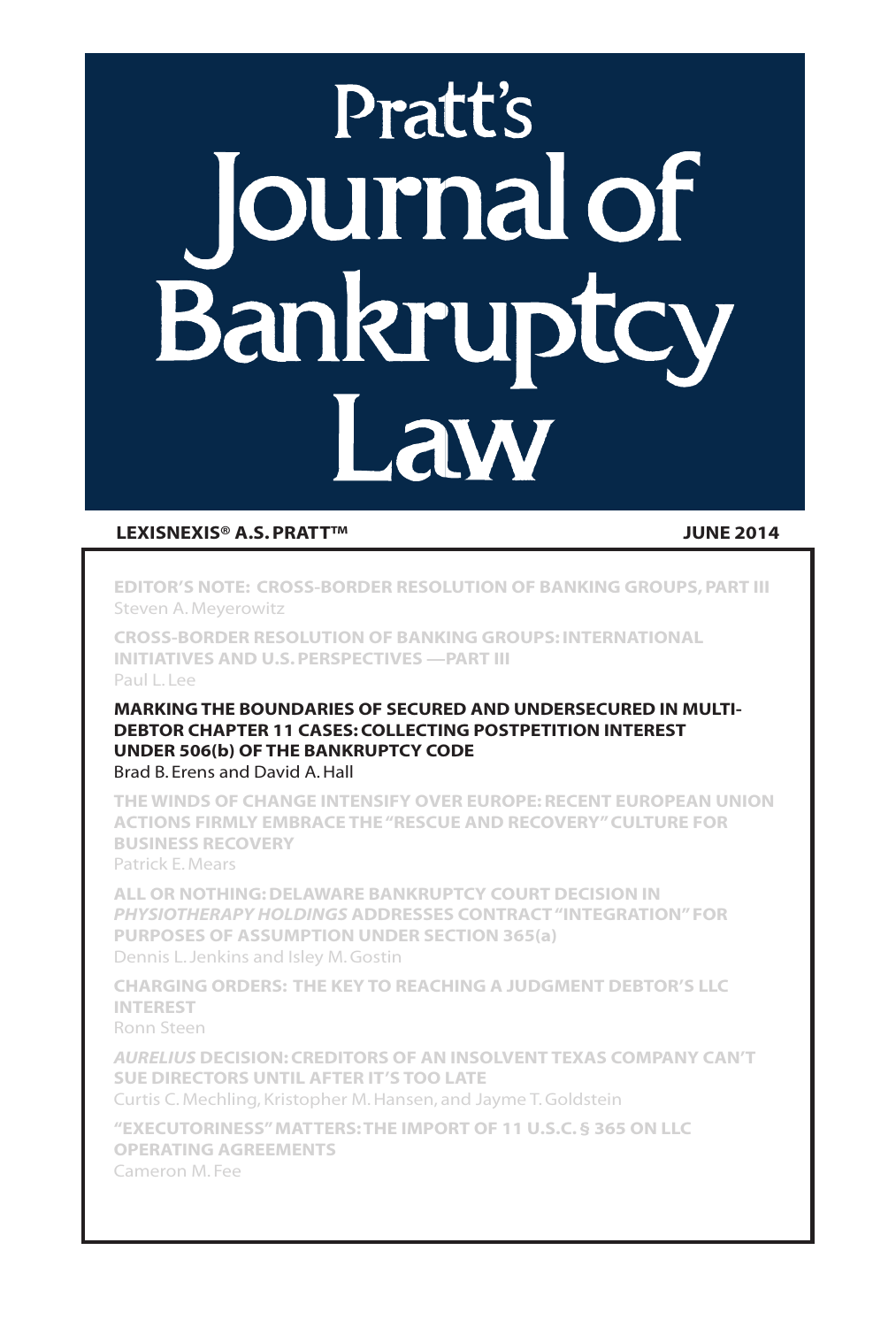# Pratt's Journal of Bankruptcy Law

**LEXISNEXIS® A.S. PRATT™** **JUNE 2014**

**EDITOR'S NOTE: CROSS-BORDER RESOLUTION OF BANKING GROUPS, PART III**
Steven A. Meyerowitz

**CROSS-BORDER RESOLUTION OF BANKING GROUPS: INTERNATIONAL INITIATIVES AND U.S. PERSPECTIVES —PART III**
Paul L. Lee

**MARKING THE BOUNDARIES OF SECURED AND UNDERSECURED IN MULTI-DEBTOR CHAPTER 11 CASES: COLLECTING POSTPETITION INTEREST UNDER 506(b) OF THE BANKRUPTCY CODE**
Brad B. Erens and David A. Hall

**THE WINDS OF CHANGE INTENSIFY OVER EUROPE: RECENT EUROPEAN UNION ACTIONS FIRMLY EMBRACE THE "RESCUE AND RECOVERY" CULTURE FOR BUSINESS RECOVERY**
Patrick E. Mears

**ALL OR NOTHING: DELAWARE BANKRUPTCY COURT DECISION IN *PHYSIOTHERAPY HOLDINGS* ADDRESSES CONTRACT "INTEGRATION" FOR PURPOSES OF ASSUMPTION UNDER SECTION 365(a)**
Dennis L. Jenkins and Isley M. Gostin

**CHARGING ORDERS: THE KEY TO REACHING A JUDGMENT DEBTOR'S LLC INTEREST**
Ronn Steen

***AURELIUS* DECISION: CREDITORS OF AN INSOLVENT TEXAS COMPANY CAN'T SUE DIRECTORS UNTIL AFTER IT'S TOO LATE**
Curtis C. Mechling, Kristopher M. Hansen, and Jayme T. Goldstein

**"EXECUTORINESS" MATTERS: THE IMPORT OF 11 U.S.C. § 365 ON LLC OPERATING AGREEMENTS**
Cameron M. Fee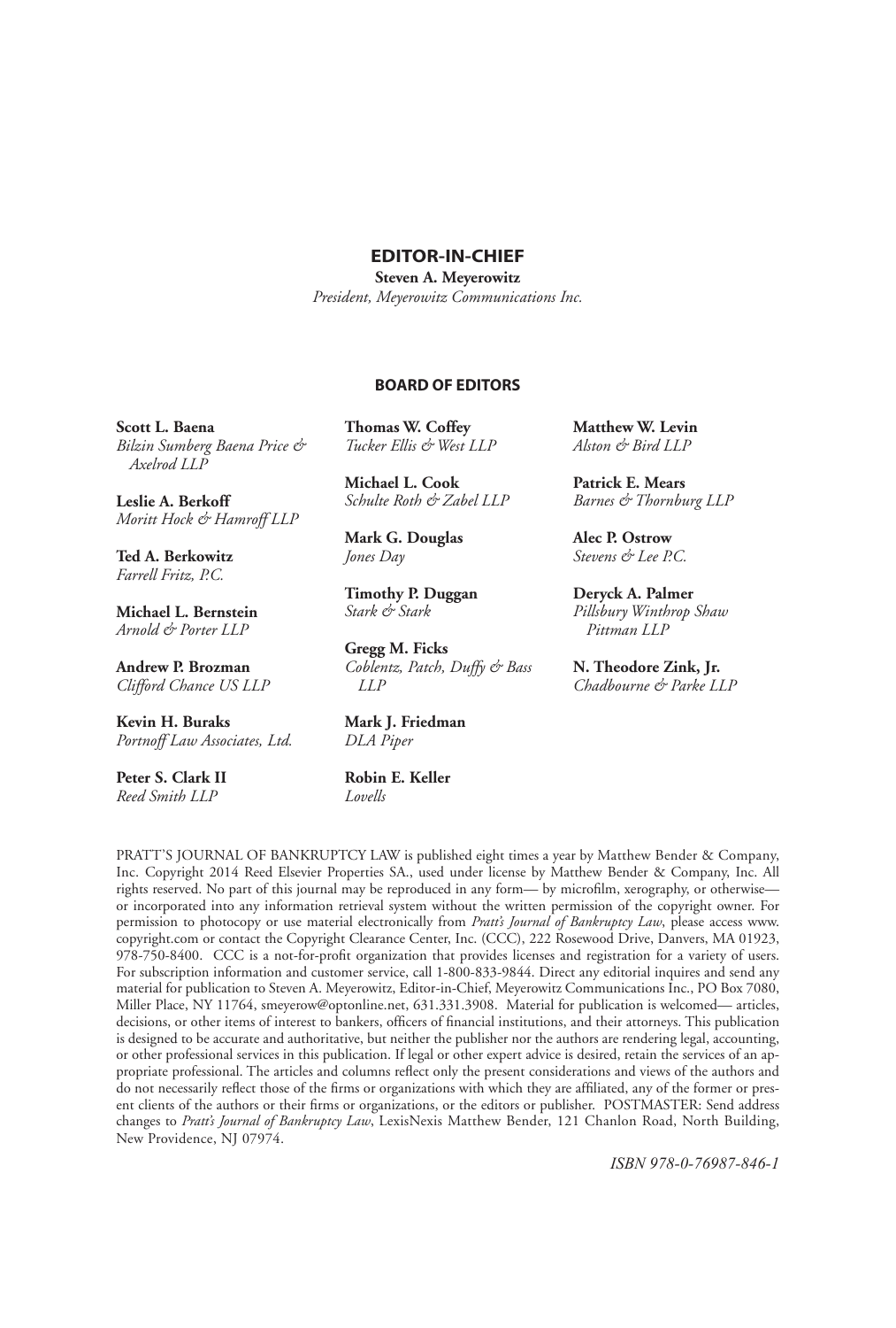## EDITOR-IN-CHIEF

**Steven A. Meyerowitz**
*President, Meyerowitz Communications Inc.*

### BOARD OF EDITORS

**Scott L. Baena**
*Bilzin Sumberg Baena Price & Axelrod LLP*

**Leslie A. Berkoff**
*Moritt Hock & Hamroff LLP*

**Ted A. Berkowitz**
*Farrell Fritz, P.C.*

**Michael L. Bernstein**
*Arnold & Porter LLP*

**Andrew P. Brozman**
*Clifford Chance US LLP*

**Kevin H. Buraks**
*Portnoff Law Associates, Ltd.*

**Peter S. Clark II**
*Reed Smith LLP*

**Thomas W. Coffey**
*Tucker Ellis & West LLP*

**Michael L. Cook**
*Schulte Roth & Zabel LLP*

**Mark G. Douglas**
*Jones Day*

**Timothy P. Duggan**
*Stark & Stark*

**Gregg M. Ficks**
*Coblentz, Patch, Duffy & Bass LLP*

**Mark J. Friedman**
*DLA Piper*

**Robin E. Keller**
*Lovells*

**Matthew W. Levin**
*Alston & Bird LLP*

**Patrick E. Mears**
*Barnes & Thornburg LLP*

**Alec P. Ostrow**
*Stevens & Lee P.C.*

**Deryck A. Palmer**
*Pillsbury Winthrop Shaw Pittman LLP*

**N. Theodore Zink, Jr.**
*Chadbourne & Parke LLP*

PRATT'S JOURNAL OF BANKRUPTCY LAW is published eight times a year by Matthew Bender & Company, Inc. Copyright 2014 Reed Elsevier Properties SA., used under license by Matthew Bender & Company, Inc. All rights reserved. No part of this journal may be reproduced in any form— by microfilm, xerography, or otherwise— or incorporated into any information retrieval system without the written permission of the copyright owner. For permission to photocopy or use material electronically from *Pratt's Journal of Bankruptcy Law*, please access www.copyright.com or contact the Copyright Clearance Center, Inc. (CCC), 222 Rosewood Drive, Danvers, MA 01923, 978-750-8400. CCC is a not-for-profit organization that provides licenses and registration for a variety of users. For subscription information and customer service, call 1-800-833-9844. Direct any editorial inquires and send any material for publication to Steven A. Meyerowitz, Editor-in-Chief, Meyerowitz Communications Inc., PO Box 7080, Miller Place, NY 11764, smeyerow@optonline.net, 631.331.3908. Material for publication is welcomed— articles, decisions, or other items of interest to bankers, officers of financial institutions, and their attorneys. This publication is designed to be accurate and authoritative, but neither the publisher nor the authors are rendering legal, accounting, or other professional services in this publication. If legal or other expert advice is desired, retain the services of an appropriate professional. The articles and columns reflect only the present considerations and views of the authors and do not necessarily reflect those of the firms or organizations with which they are affiliated, any of the former or present clients of the authors or their firms or organizations, or the editors or publisher. POSTMASTER: Send address changes to *Pratt's Journal of Bankruptcy Law*, LexisNexis Matthew Bender, 121 Chanlon Road, North Building, New Providence, NJ 07974.

*ISBN 978-0-76987-846-1*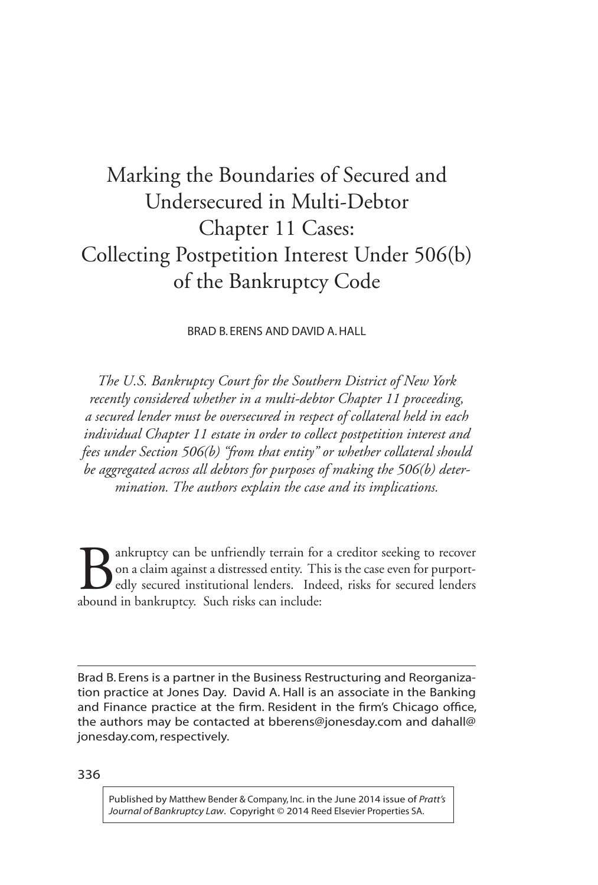# Marking the Boundaries of Secured and Undersecured in Multi-Debtor Chapter 11 Cases: Collecting Postpetition Interest Under 506(b) of the Bankruptcy Code

BRAD B. ERENS AND DAVID A. HALL

*The U.S. Bankruptcy Court for the Southern District of New York recently considered whether in a multi-debtor Chapter 11 proceeding, a secured lender must be oversecured in respect of collateral held in each individual Chapter 11 estate in order to collect postpetition interest and fees under Section 506(b) "from that entity" or whether collateral should be aggregated across all debtors for purposes of making the 506(b) determination. The authors explain the case and its implications.*

Bankruptcy can be unfriendly terrain for a creditor seeking to recover on a claim against a distressed entity. This is the case even for purportedly secured institutional lenders. Indeed, risks for secured lenders abound in bankruptcy. Such risks can include:

---

Brad B. Erens is a partner in the Business Restructuring and Reorganization practice at Jones Day. David A. Hall is an associate in the Banking and Finance practice at the firm. Resident in the firm's Chicago office, the authors may be contacted at bberens@jonesday.com and dahall@jonesday.com, respectively.

Published by Matthew Bender & Company, Inc. in the June 2014 issue of *Pratt's Journal of Bankruptcy Law*. Copyright © 2014 Reed Elsevier Properties SA.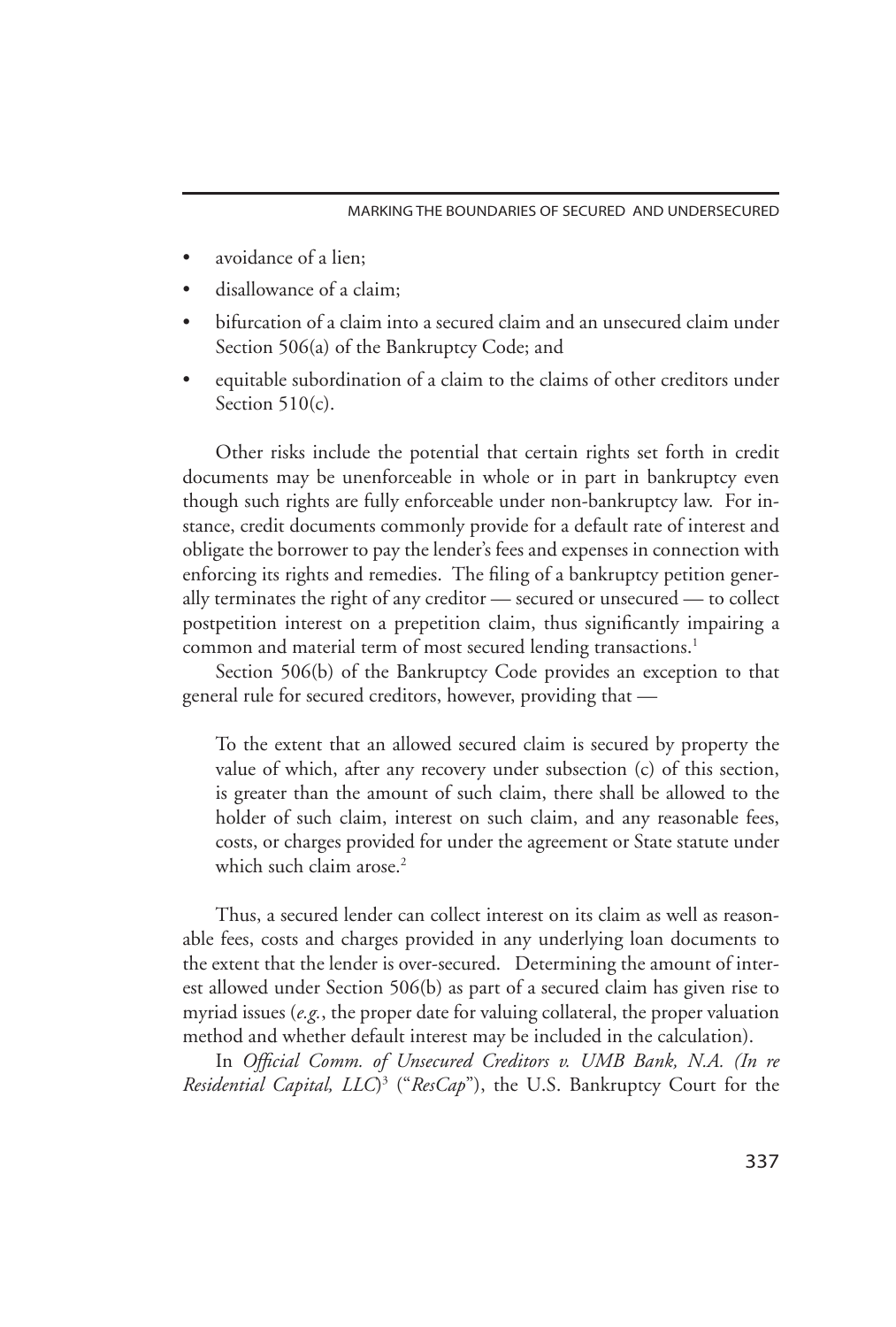- avoidance of a lien;
- disallowance of a claim;
- bifurcation of a claim into a secured claim and an unsecured claim under Section 506(a) of the Bankruptcy Code; and
- equitable subordination of a claim to the claims of other creditors under Section 510(c).

Other risks include the potential that certain rights set forth in credit documents may be unenforceable in whole or in part in bankruptcy even though such rights are fully enforceable under non-bankruptcy law. For instance, credit documents commonly provide for a default rate of interest and obligate the borrower to pay the lender's fees and expenses in connection with enforcing its rights and remedies. The filing of a bankruptcy petition generally terminates the right of any creditor — secured or unsecured — to collect postpetition interest on a prepetition claim, thus significantly impairing a common and material term of most secured lending transactions.[1]

Section 506(b) of the Bankruptcy Code provides an exception to that general rule for secured creditors, however, providing that —

> To the extent that an allowed secured claim is secured by property the value of which, after any recovery under subsection (c) of this section, is greater than the amount of such claim, there shall be allowed to the holder of such claim, interest on such claim, and any reasonable fees, costs, or charges provided for under the agreement or State statute under which such claim arose.[2]

Thus, a secured lender can collect interest on its claim as well as reasonable fees, costs and charges provided in any underlying loan documents to the extent that the lender is over-secured. Determining the amount of interest allowed under Section 506(b) as part of a secured claim has given rise to myriad issues (*e.g.*, the proper date for valuing collateral, the proper valuation method and whether default interest may be included in the calculation).

In *Official Comm. of Unsecured Creditors v. UMB Bank, N.A. (In re Residential Capital, LLC)*[3] ("*ResCap*"), the U.S. Bankruptcy Court for the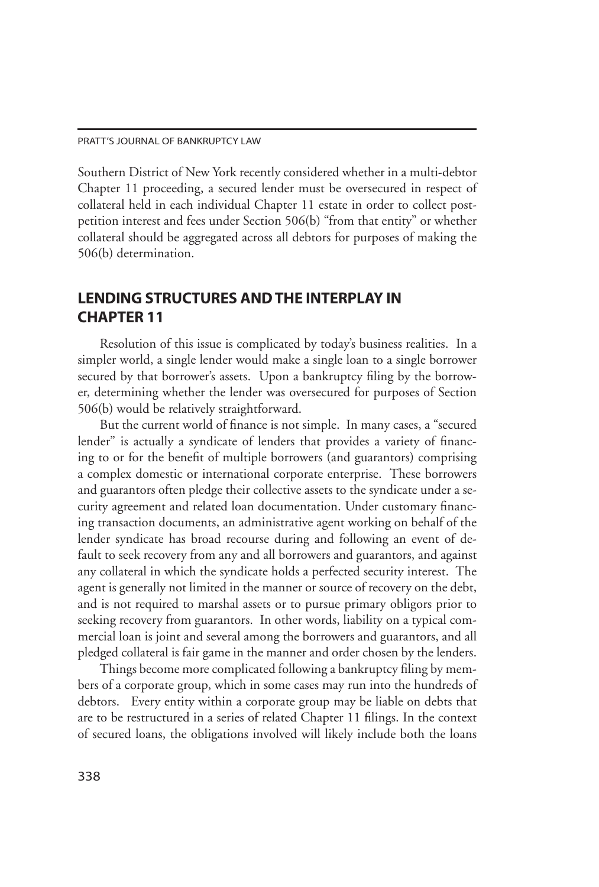Southern District of New York recently considered whether in a multi-debtor Chapter 11 proceeding, a secured lender must be oversecured in respect of collateral held in each individual Chapter 11 estate in order to collect post-petition interest and fees under Section 506(b) "from that entity" or whether collateral should be aggregated across all debtors for purposes of making the 506(b) determination.

## LENDING STRUCTURES AND THE INTERPLAY IN CHAPTER 11

Resolution of this issue is complicated by today's business realities. In a simpler world, a single lender would make a single loan to a single borrower secured by that borrower's assets. Upon a bankruptcy filing by the borrower, determining whether the lender was oversecured for purposes of Section 506(b) would be relatively straightforward.

But the current world of finance is not simple. In many cases, a "secured lender" is actually a syndicate of lenders that provides a variety of financing to or for the benefit of multiple borrowers (and guarantors) comprising a complex domestic or international corporate enterprise. These borrowers and guarantors often pledge their collective assets to the syndicate under a security agreement and related loan documentation. Under customary financing transaction documents, an administrative agent working on behalf of the lender syndicate has broad recourse during and following an event of default to seek recovery from any and all borrowers and guarantors, and against any collateral in which the syndicate holds a perfected security interest. The agent is generally not limited in the manner or source of recovery on the debt, and is not required to marshal assets or to pursue primary obligors prior to seeking recovery from guarantors. In other words, liability on a typical commercial loan is joint and several among the borrowers and guarantors, and all pledged collateral is fair game in the manner and order chosen by the lenders.

Things become more complicated following a bankruptcy filing by members of a corporate group, which in some cases may run into the hundreds of debtors. Every entity within a corporate group may be liable on debts that are to be restructured in a series of related Chapter 11 filings. In the context of secured loans, the obligations involved will likely include both the loans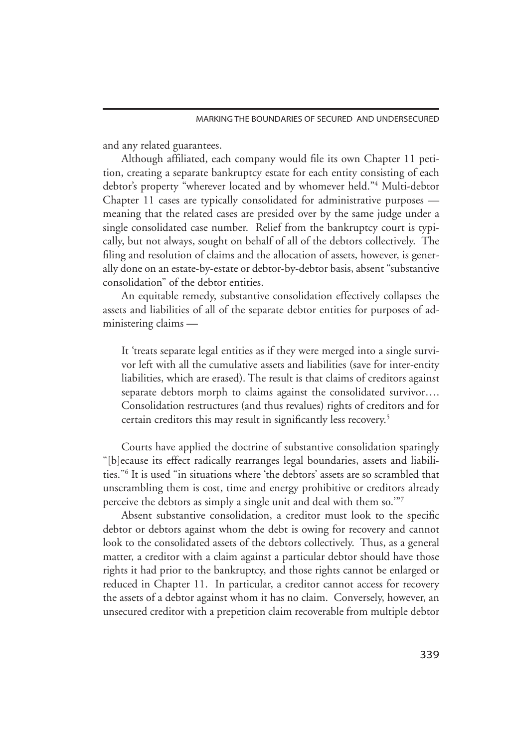and any related guarantees.

Although affiliated, each company would file its own Chapter 11 petition, creating a separate bankruptcy estate for each entity consisting of each debtor's property "wherever located and by whomever held."[4] Multi-debtor Chapter 11 cases are typically consolidated for administrative purposes — meaning that the related cases are presided over by the same judge under a single consolidated case number. Relief from the bankruptcy court is typically, but not always, sought on behalf of all of the debtors collectively. The filing and resolution of claims and the allocation of assets, however, is generally done on an estate-by-estate or debtor-by-debtor basis, absent "substantive consolidation" of the debtor entities.

An equitable remedy, substantive consolidation effectively collapses the assets and liabilities of all of the separate debtor entities for purposes of administering claims —

> It 'treats separate legal entities as if they were merged into a single survivor left with all the cumulative assets and liabilities (save for inter-entity liabilities, which are erased). The result is that claims of creditors against separate debtors morph to claims against the consolidated survivor…. Consolidation restructures (and thus revalues) rights of creditors and for certain creditors this may result in significantly less recovery.[5]

Courts have applied the doctrine of substantive consolidation sparingly "[b]ecause its effect radically rearranges legal boundaries, assets and liabilities."[6] It is used "in situations where 'the debtors' assets are so scrambled that unscrambling them is cost, time and energy prohibitive or creditors already perceive the debtors as simply a single unit and deal with them so.'"[7]

Absent substantive consolidation, a creditor must look to the specific debtor or debtors against whom the debt is owing for recovery and cannot look to the consolidated assets of the debtors collectively. Thus, as a general matter, a creditor with a claim against a particular debtor should have those rights it had prior to the bankruptcy, and those rights cannot be enlarged or reduced in Chapter 11. In particular, a creditor cannot access for recovery the assets of a debtor against whom it has no claim. Conversely, however, an unsecured creditor with a prepetition claim recoverable from multiple debtor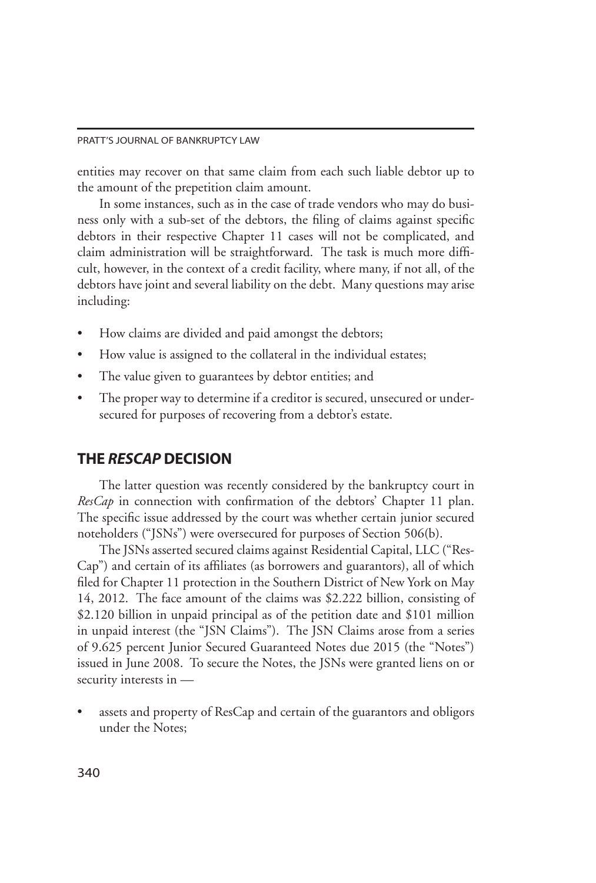entities may recover on that same claim from each such liable debtor up to the amount of the prepetition claim amount.

In some instances, such as in the case of trade vendors who may do business only with a sub-set of the debtors, the filing of claims against specific debtors in their respective Chapter 11 cases will not be complicated, and claim administration will be straightforward. The task is much more difficult, however, in the context of a credit facility, where many, if not all, of the debtors have joint and several liability on the debt. Many questions may arise including:

- How claims are divided and paid amongst the debtors;
- How value is assigned to the collateral in the individual estates;
- The value given to guarantees by debtor entities; and
- The proper way to determine if a creditor is secured, unsecured or undersecured for purposes of recovering from a debtor's estate.

## THE *RESCAP* DECISION

The latter question was recently considered by the bankruptcy court in *ResCap* in connection with confirmation of the debtors' Chapter 11 plan. The specific issue addressed by the court was whether certain junior secured noteholders ("JSNs") were oversecured for purposes of Section 506(b).

The JSNs asserted secured claims against Residential Capital, LLC ("ResCap") and certain of its affiliates (as borrowers and guarantors), all of which filed for Chapter 11 protection in the Southern District of New York on May 14, 2012. The face amount of the claims was $2.222 billion, consisting of $2.120 billion in unpaid principal as of the petition date and $101 million in unpaid interest (the "JSN Claims"). The JSN Claims arose from a series of 9.625 percent Junior Secured Guaranteed Notes due 2015 (the "Notes") issued in June 2008. To secure the Notes, the JSNs were granted liens on or security interests in —

- assets and property of ResCap and certain of the guarantors and obligors under the Notes;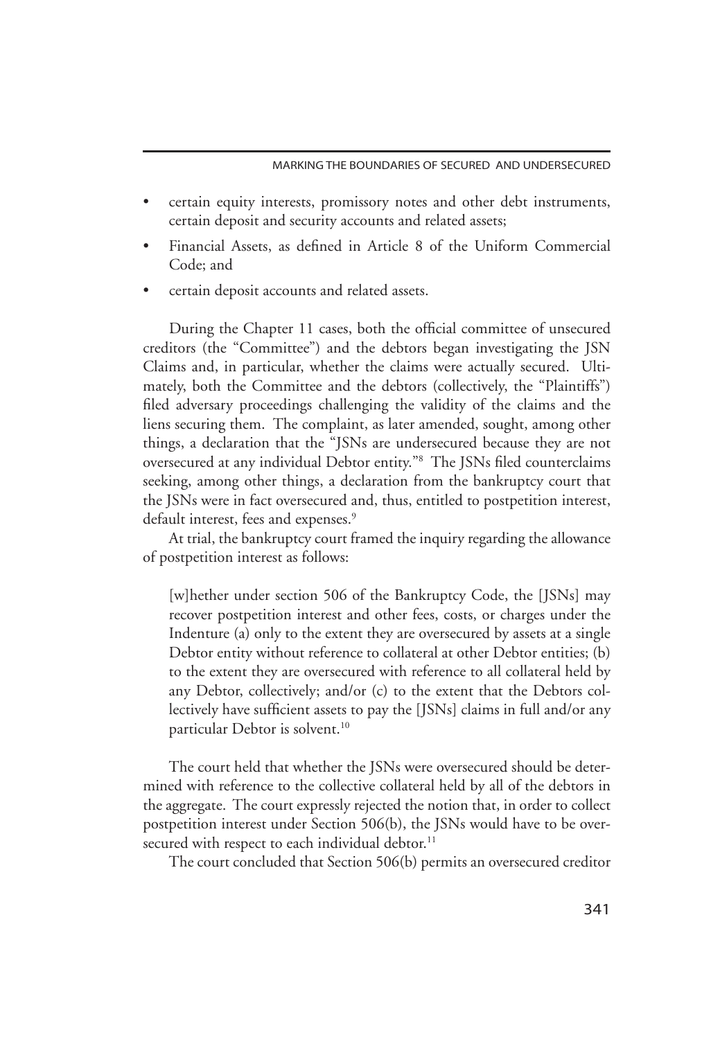- certain equity interests, promissory notes and other debt instruments, certain deposit and security accounts and related assets;
- Financial Assets, as defined in Article 8 of the Uniform Commercial Code; and
- certain deposit accounts and related assets.

During the Chapter 11 cases, both the official committee of unsecured creditors (the "Committee") and the debtors began investigating the JSN Claims and, in particular, whether the claims were actually secured. Ultimately, both the Committee and the debtors (collectively, the "Plaintiffs") filed adversary proceedings challenging the validity of the claims and the liens securing them. The complaint, as later amended, sought, among other things, a declaration that the "JSNs are undersecured because they are not oversecured at any individual Debtor entity."[8] The JSNs filed counterclaims seeking, among other things, a declaration from the bankruptcy court that the JSNs were in fact oversecured and, thus, entitled to postpetition interest, default interest, fees and expenses.[9]

At trial, the bankruptcy court framed the inquiry regarding the allowance of postpetition interest as follows:

> [w]hether under section 506 of the Bankruptcy Code, the [JSNs] may recover postpetition interest and other fees, costs, or charges under the Indenture (a) only to the extent they are oversecured by assets at a single Debtor entity without reference to collateral at other Debtor entities; (b) to the extent they are oversecured with reference to all collateral held by any Debtor, collectively; and/or (c) to the extent that the Debtors collectively have sufficient assets to pay the [JSNs] claims in full and/or any particular Debtor is solvent.[10]

The court held that whether the JSNs were oversecured should be determined with reference to the collective collateral held by all of the debtors in the aggregate. The court expressly rejected the notion that, in order to collect postpetition interest under Section 506(b), the JSNs would have to be oversecured with respect to each individual debtor.[11]

The court concluded that Section 506(b) permits an oversecured creditor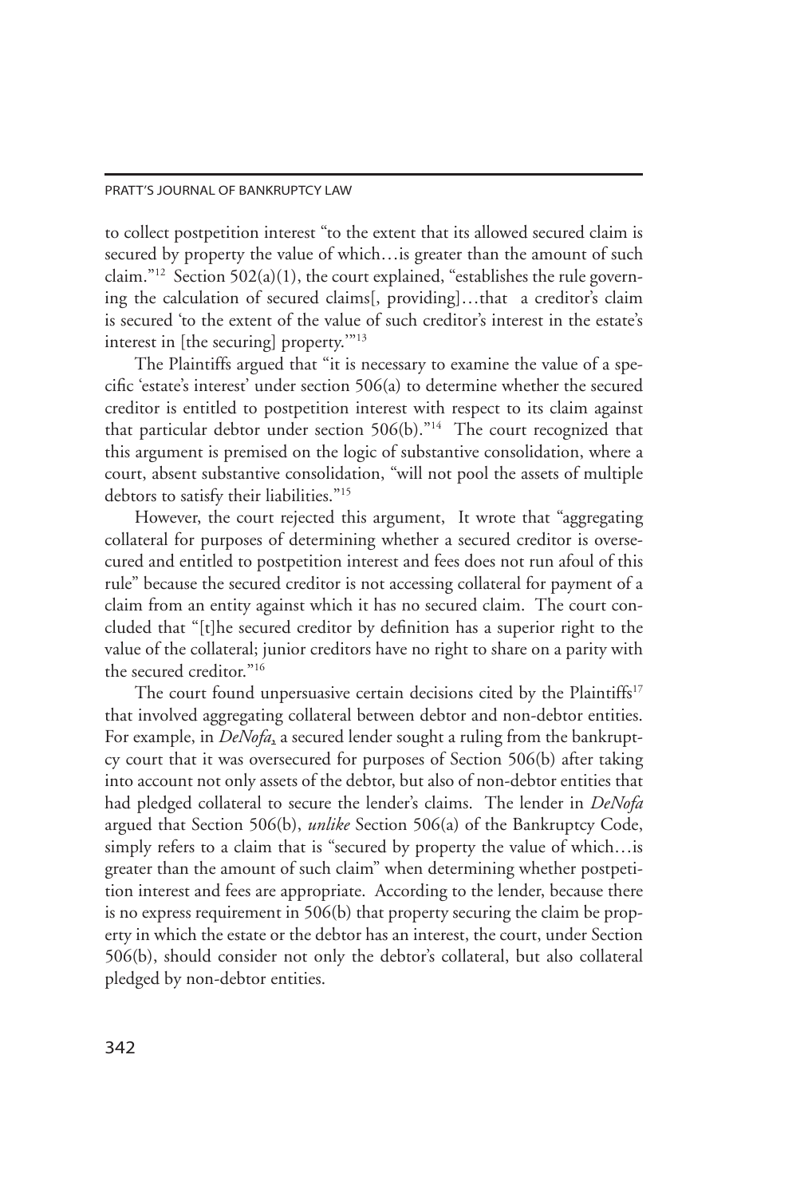to collect postpetition interest "to the extent that its allowed secured claim is secured by property the value of which…is greater than the amount of such claim."[12] Section 502(a)(1), the court explained, "establishes the rule governing the calculation of secured claims[, providing]…that a creditor's claim is secured 'to the extent of the value of such creditor's interest in the estate's interest in [the securing] property.'"[13]

The Plaintiffs argued that "it is necessary to examine the value of a specific 'estate's interest' under section 506(a) to determine whether the secured creditor is entitled to postpetition interest with respect to its claim against that particular debtor under section 506(b)."[14] The court recognized that this argument is premised on the logic of substantive consolidation, where a court, absent substantive consolidation, "will not pool the assets of multiple debtors to satisfy their liabilities."[15]

However, the court rejected this argument, It wrote that "aggregating collateral for purposes of determining whether a secured creditor is oversecured and entitled to postpetition interest and fees does not run afoul of this rule" because the secured creditor is not accessing collateral for payment of a claim from an entity against which it has no secured claim. The court concluded that "[t]he secured creditor by definition has a superior right to the value of the collateral; junior creditors have no right to share on a parity with the secured creditor."[16]

The court found unpersuasive certain decisions cited by the Plaintiffs[17] that involved aggregating collateral between debtor and non-debtor entities. For example, in *DeNofa*, a secured lender sought a ruling from the bankruptcy court that it was oversecured for purposes of Section 506(b) after taking into account not only assets of the debtor, but also of non-debtor entities that had pledged collateral to secure the lender's claims. The lender in *DeNofa* argued that Section 506(b), *unlike* Section 506(a) of the Bankruptcy Code, simply refers to a claim that is "secured by property the value of which…is greater than the amount of such claim" when determining whether postpetition interest and fees are appropriate. According to the lender, because there is no express requirement in 506(b) that property securing the claim be property in which the estate or the debtor has an interest, the court, under Section 506(b), should consider not only the debtor's collateral, but also collateral pledged by non-debtor entities.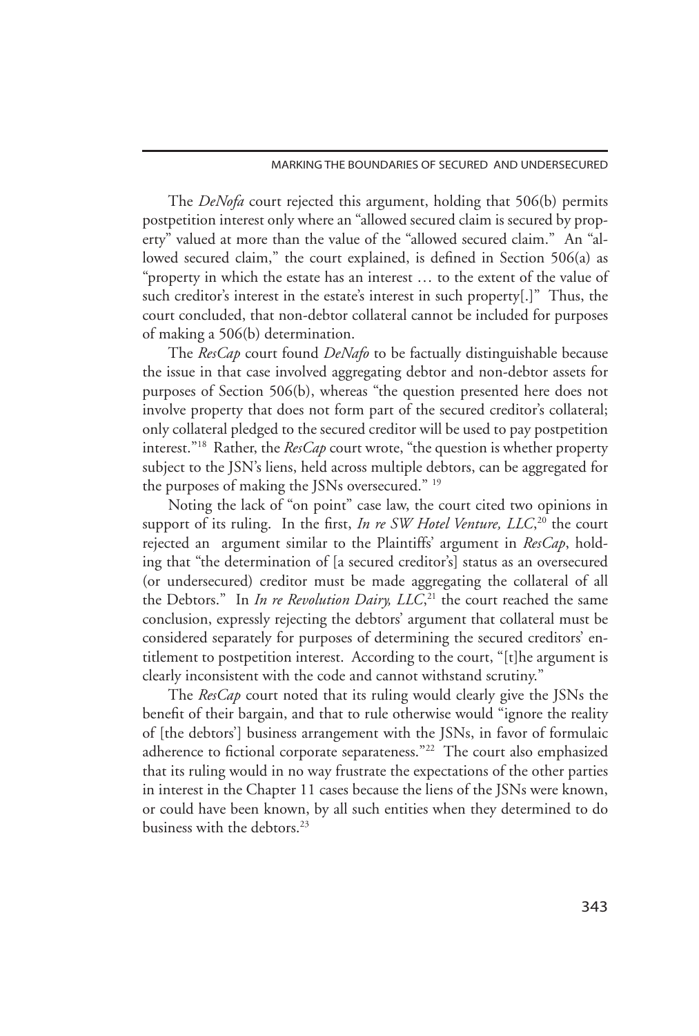The *DeNofa* court rejected this argument, holding that 506(b) permits postpetition interest only where an "allowed secured claim is secured by property" valued at more than the value of the "allowed secured claim." An "allowed secured claim," the court explained, is defined in Section 506(a) as "property in which the estate has an interest … to the extent of the value of such creditor's interest in the estate's interest in such property[.]" Thus, the court concluded, that non-debtor collateral cannot be included for purposes of making a 506(b) determination.

The *ResCap* court found *DeNafo* to be factually distinguishable because the issue in that case involved aggregating debtor and non-debtor assets for purposes of Section 506(b), whereas "the question presented here does not involve property that does not form part of the secured creditor's collateral; only collateral pledged to the secured creditor will be used to pay postpetition interest."[18] Rather, the *ResCap* court wrote, "the question is whether property subject to the JSN's liens, held across multiple debtors, can be aggregated for the purposes of making the JSNs oversecured." [19]

Noting the lack of "on point" case law, the court cited two opinions in support of its ruling. In the first, *In re SW Hotel Venture, LLC*,[20] the court rejected an argument similar to the Plaintiffs' argument in *ResCap*, holding that "the determination of [a secured creditor's] status as an oversecured (or undersecured) creditor must be made aggregating the collateral of all the Debtors." In *In re Revolution Dairy, LLC*,[21] the court reached the same conclusion, expressly rejecting the debtors' argument that collateral must be considered separately for purposes of determining the secured creditors' entitlement to postpetition interest. According to the court, "[t]he argument is clearly inconsistent with the code and cannot withstand scrutiny."

The *ResCap* court noted that its ruling would clearly give the JSNs the benefit of their bargain, and that to rule otherwise would "ignore the reality of [the debtors'] business arrangement with the JSNs, in favor of formulaic adherence to fictional corporate separateness."[22] The court also emphasized that its ruling would in no way frustrate the expectations of the other parties in interest in the Chapter 11 cases because the liens of the JSNs were known, or could have been known, by all such entities when they determined to do business with the debtors.[23]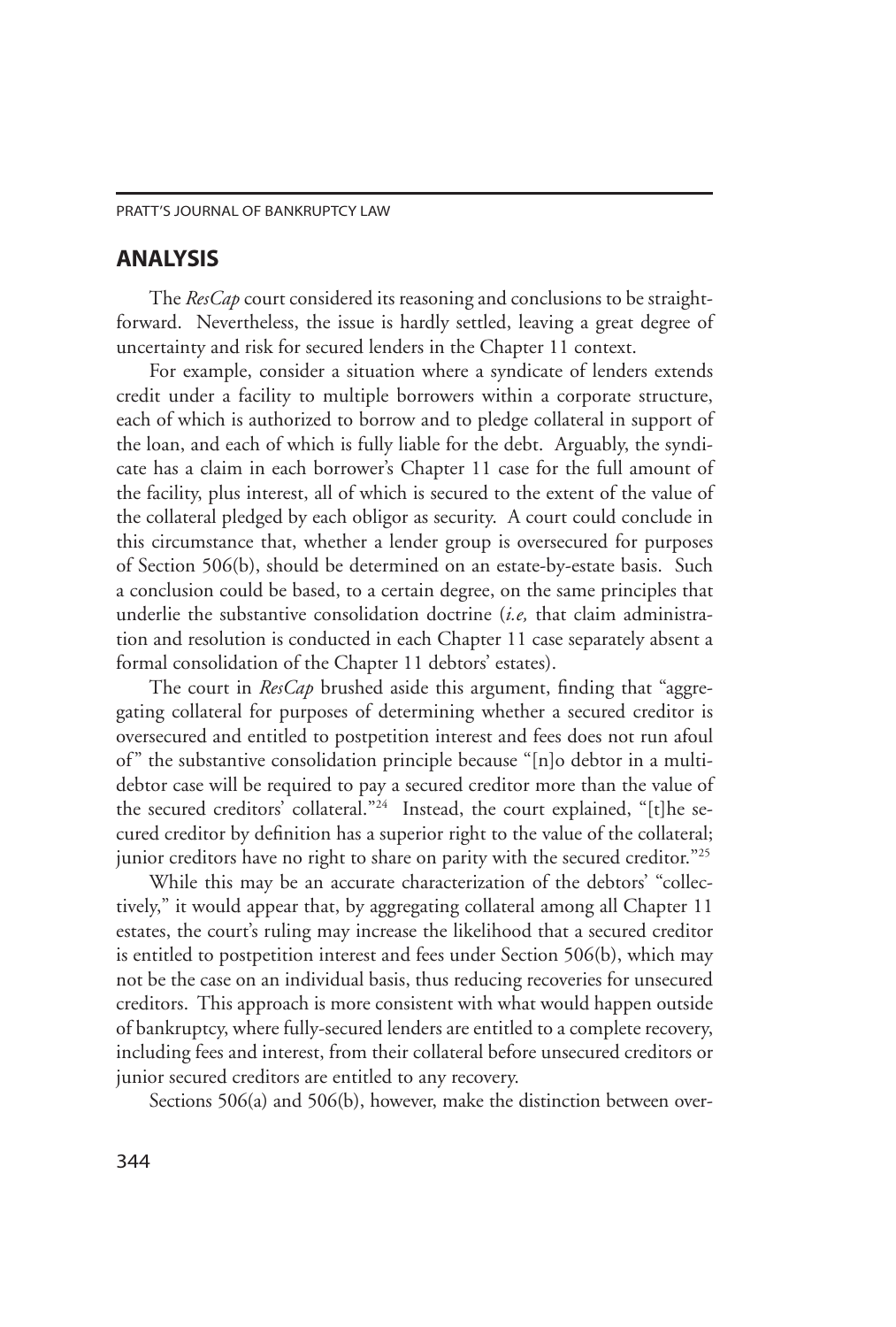## ANALYSIS

The *ResCap* court considered its reasoning and conclusions to be straightforward. Nevertheless, the issue is hardly settled, leaving a great degree of uncertainty and risk for secured lenders in the Chapter 11 context.

For example, consider a situation where a syndicate of lenders extends credit under a facility to multiple borrowers within a corporate structure, each of which is authorized to borrow and to pledge collateral in support of the loan, and each of which is fully liable for the debt. Arguably, the syndicate has a claim in each borrower's Chapter 11 case for the full amount of the facility, plus interest, all of which is secured to the extent of the value of the collateral pledged by each obligor as security. A court could conclude in this circumstance that, whether a lender group is oversecured for purposes of Section 506(b), should be determined on an estate-by-estate basis. Such a conclusion could be based, to a certain degree, on the same principles that underlie the substantive consolidation doctrine (*i.e,* that claim administration and resolution is conducted in each Chapter 11 case separately absent a formal consolidation of the Chapter 11 debtors' estates).

The court in *ResCap* brushed aside this argument, finding that "aggregating collateral for purposes of determining whether a secured creditor is oversecured and entitled to postpetition interest and fees does not run afoul of" the substantive consolidation principle because "[n]o debtor in a multi-debtor case will be required to pay a secured creditor more than the value of the secured creditors' collateral."[24] Instead, the court explained, "[t]he secured creditor by definition has a superior right to the value of the collateral; junior creditors have no right to share on parity with the secured creditor."[25]

While this may be an accurate characterization of the debtors' "collectively," it would appear that, by aggregating collateral among all Chapter 11 estates, the court's ruling may increase the likelihood that a secured creditor is entitled to postpetition interest and fees under Section 506(b), which may not be the case on an individual basis, thus reducing recoveries for unsecured creditors. This approach is more consistent with what would happen outside of bankruptcy, where fully-secured lenders are entitled to a complete recovery, including fees and interest, from their collateral before unsecured creditors or junior secured creditors are entitled to any recovery.

Sections 506(a) and 506(b), however, make the distinction between over-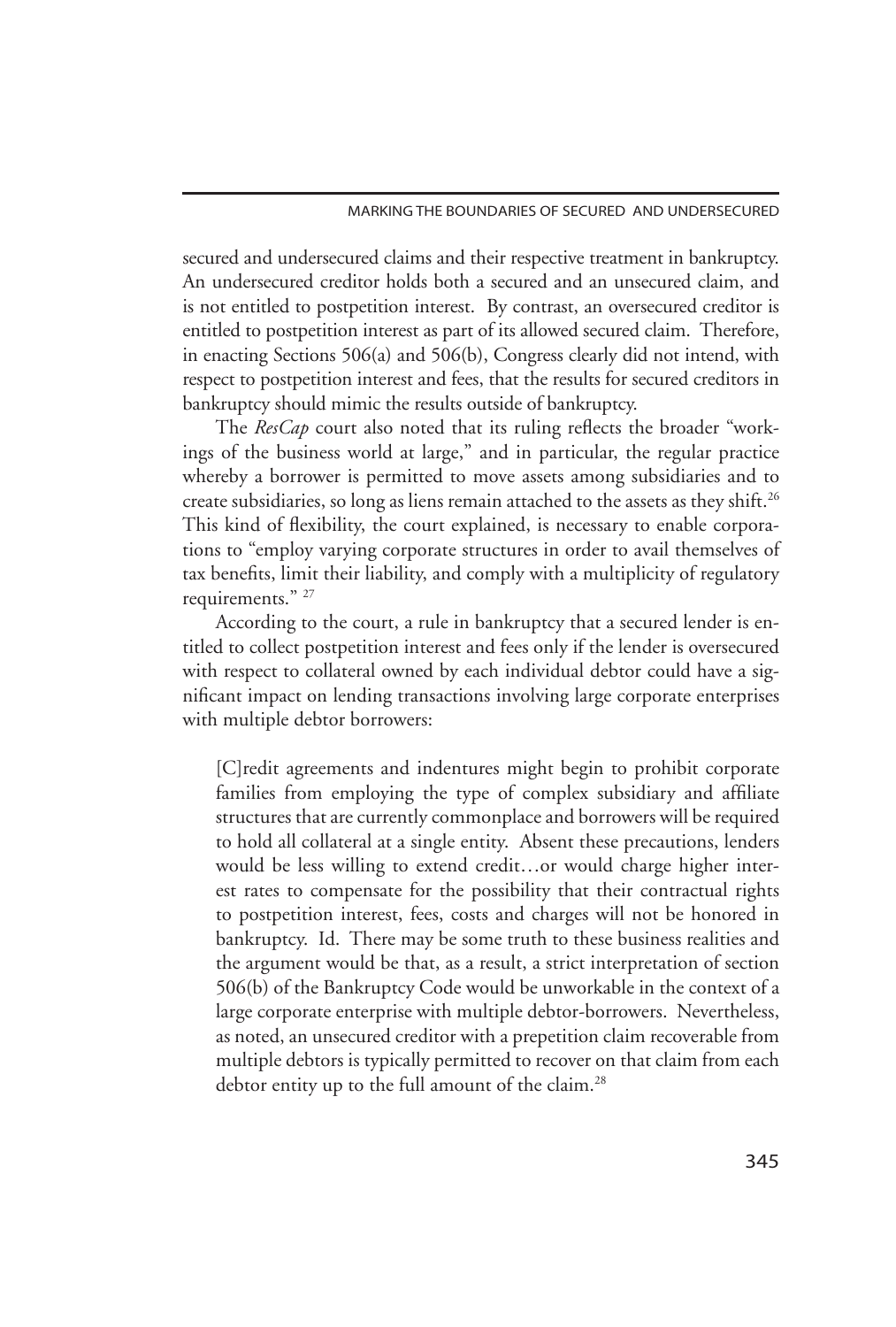secured and undersecured claims and their respective treatment in bankruptcy. An undersecured creditor holds both a secured and an unsecured claim, and is not entitled to postpetition interest. By contrast, an oversecured creditor is entitled to postpetition interest as part of its allowed secured claim. Therefore, in enacting Sections 506(a) and 506(b), Congress clearly did not intend, with respect to postpetition interest and fees, that the results for secured creditors in bankruptcy should mimic the results outside of bankruptcy.

The *ResCap* court also noted that its ruling reflects the broader "workings of the business world at large," and in particular, the regular practice whereby a borrower is permitted to move assets among subsidiaries and to create subsidiaries, so long as liens remain attached to the assets as they shift.[26] This kind of flexibility, the court explained, is necessary to enable corporations to "employ varying corporate structures in order to avail themselves of tax benefits, limit their liability, and comply with a multiplicity of regulatory requirements."[27]

According to the court, a rule in bankruptcy that a secured lender is entitled to collect postpetition interest and fees only if the lender is oversecured with respect to collateral owned by each individual debtor could have a significant impact on lending transactions involving large corporate enterprises with multiple debtor borrowers:

> [C]redit agreements and indentures might begin to prohibit corporate families from employing the type of complex subsidiary and affiliate structures that are currently commonplace and borrowers will be required to hold all collateral at a single entity. Absent these precautions, lenders would be less willing to extend credit…or would charge higher interest rates to compensate for the possibility that their contractual rights to postpetition interest, fees, costs and charges will not be honored in bankruptcy. Id. There may be some truth to these business realities and the argument would be that, as a result, a strict interpretation of section 506(b) of the Bankruptcy Code would be unworkable in the context of a large corporate enterprise with multiple debtor-borrowers. Nevertheless, as noted, an unsecured creditor with a prepetition claim recoverable from multiple debtors is typically permitted to recover on that claim from each debtor entity up to the full amount of the claim.[28]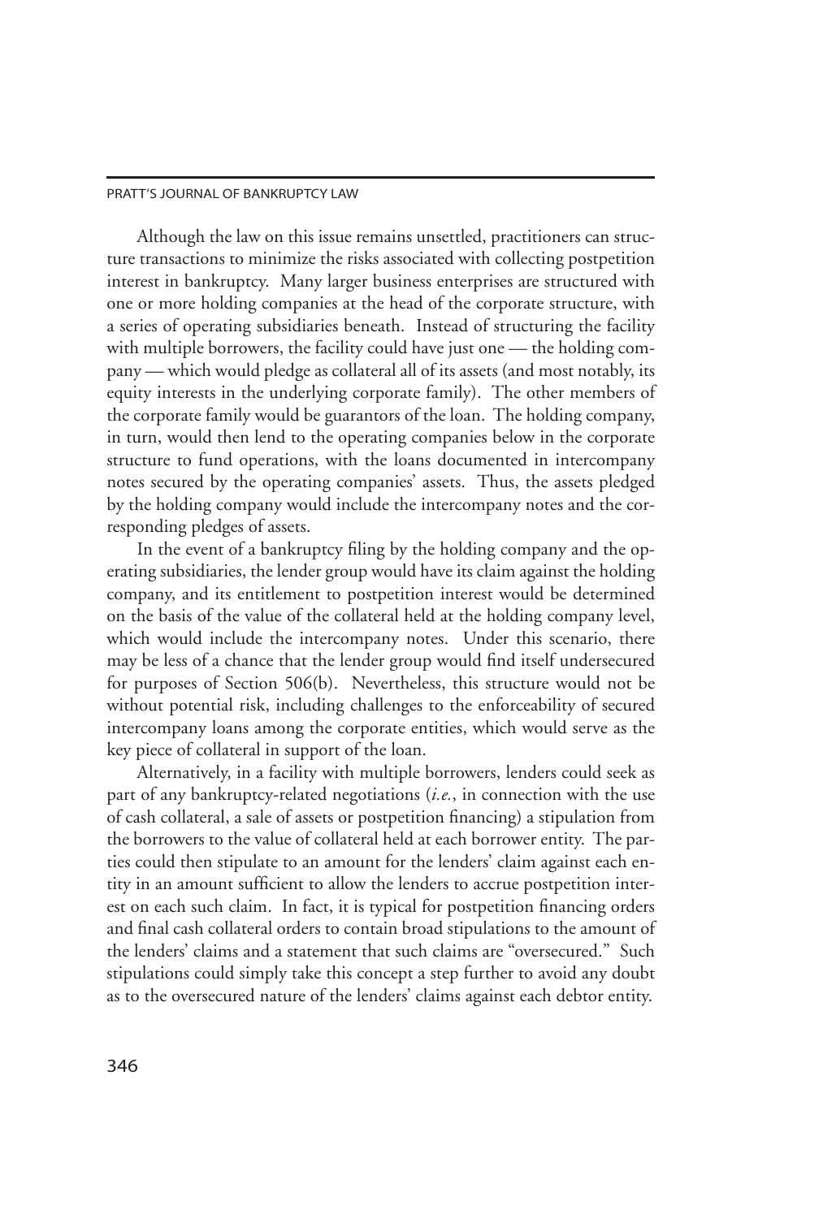Although the law on this issue remains unsettled, practitioners can structure transactions to minimize the risks associated with collecting postpetition interest in bankruptcy. Many larger business enterprises are structured with one or more holding companies at the head of the corporate structure, with a series of operating subsidiaries beneath. Instead of structuring the facility with multiple borrowers, the facility could have just one — the holding company — which would pledge as collateral all of its assets (and most notably, its equity interests in the underlying corporate family). The other members of the corporate family would be guarantors of the loan. The holding company, in turn, would then lend to the operating companies below in the corporate structure to fund operations, with the loans documented in intercompany notes secured by the operating companies' assets. Thus, the assets pledged by the holding company would include the intercompany notes and the corresponding pledges of assets.

In the event of a bankruptcy filing by the holding company and the operating subsidiaries, the lender group would have its claim against the holding company, and its entitlement to postpetition interest would be determined on the basis of the value of the collateral held at the holding company level, which would include the intercompany notes. Under this scenario, there may be less of a chance that the lender group would find itself undersecured for purposes of Section 506(b). Nevertheless, this structure would not be without potential risk, including challenges to the enforceability of secured intercompany loans among the corporate entities, which would serve as the key piece of collateral in support of the loan.

Alternatively, in a facility with multiple borrowers, lenders could seek as part of any bankruptcy-related negotiations (*i.e.*, in connection with the use of cash collateral, a sale of assets or postpetition financing) a stipulation from the borrowers to the value of collateral held at each borrower entity. The parties could then stipulate to an amount for the lenders' claim against each entity in an amount sufficient to allow the lenders to accrue postpetition interest on each such claim. In fact, it is typical for postpetition financing orders and final cash collateral orders to contain broad stipulations to the amount of the lenders' claims and a statement that such claims are "oversecured." Such stipulations could simply take this concept a step further to avoid any doubt as to the oversecured nature of the lenders' claims against each debtor entity.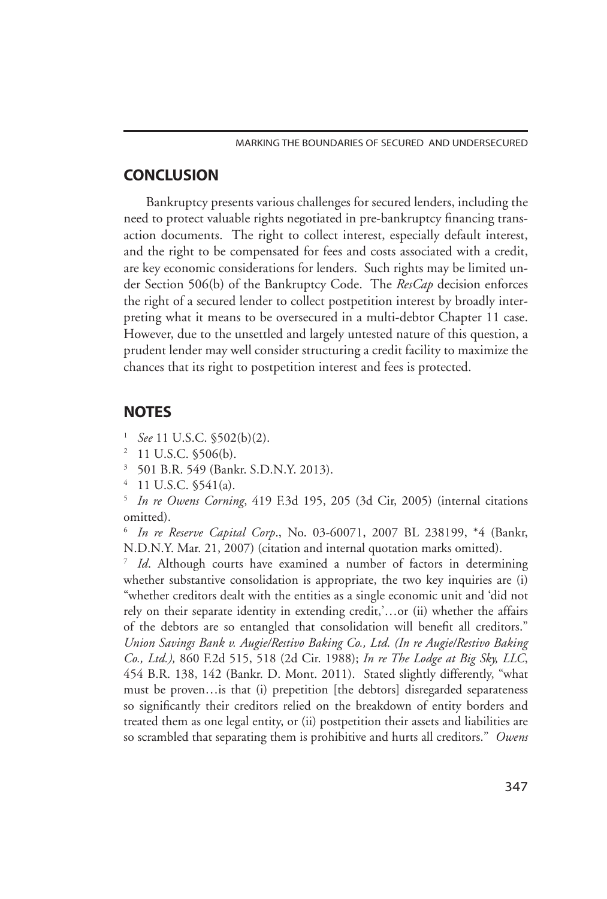## CONCLUSION

Bankruptcy presents various challenges for secured lenders, including the need to protect valuable rights negotiated in pre-bankruptcy financing transaction documents. The right to collect interest, especially default interest, and the right to be compensated for fees and costs associated with a credit, are key economic considerations for lenders. Such rights may be limited under Section 506(b) of the Bankruptcy Code. The *ResCap* decision enforces the right of a secured lender to collect postpetition interest by broadly interpreting what it means to be oversecured in a multi-debtor Chapter 11 case. However, due to the unsettled and largely untested nature of this question, a prudent lender may well consider structuring a credit facility to maximize the chances that its right to postpetition interest and fees is protected.

## NOTES

[1] *See* 11 U.S.C. §502(b)(2).

[2] 11 U.S.C. §506(b).

[3] 501 B.R. 549 (Bankr. S.D.N.Y. 2013).

[4] 11 U.S.C. §541(a).

[5] *In re Owens Corning*, 419 F.3d 195, 205 (3d Cir, 2005) (internal citations omitted).

[6] *In re Reserve Capital Corp*., No. 03-60071, 2007 BL 238199, *4 (Bankr, N.D.N.Y. Mar. 21, 2007) (citation and internal quotation marks omitted).

[7] *Id*. Although courts have examined a number of factors in determining whether substantive consolidation is appropriate, the two key inquiries are (i) "whether creditors dealt with the entities as a single economic unit and 'did not rely on their separate identity in extending credit,'…or (ii) whether the affairs of the debtors are so entangled that consolidation will benefit all creditors." *Union Savings Bank v. Augie/Restivo Baking Co., Ltd. (In re Augie/Restivo Baking Co., Ltd.),* 860 F.2d 515, 518 (2d Cir. 1988); *In re The Lodge at Big Sky, LLC*, 454 B.R. 138, 142 (Bankr. D. Mont. 2011). Stated slightly differently, "what must be proven…is that (i) prepetition [the debtors] disregarded separateness so significantly their creditors relied on the breakdown of entity borders and treated them as one legal entity, or (ii) postpetition their assets and liabilities are so scrambled that separating them is prohibitive and hurts all creditors." *Owens*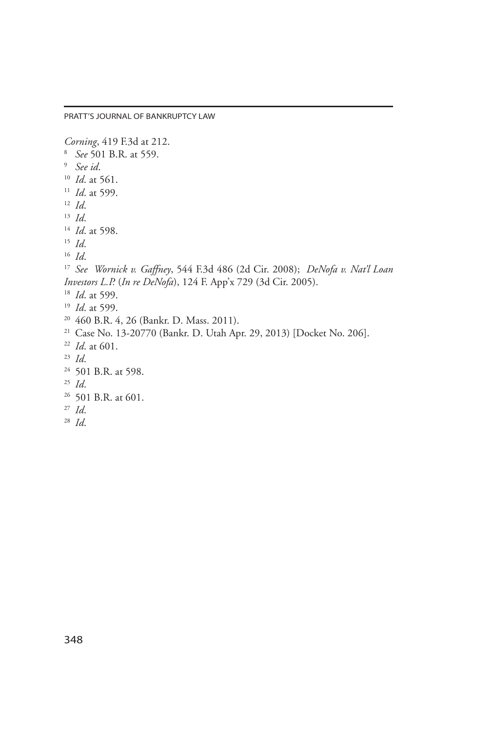*Corning*, 419 F.3d at 212.

[8] *See* 501 B.R. at 559.

[9] *See id*.

[10] *Id*. at 561.

[11] *Id*. at 599.

[12] *Id*.

[13] *Id*.

[14] *Id*. at 598.

[15] *Id*.

[16] *Id*.

[17] *See Wornick v. Gaffney*, 544 F.3d 486 (2d Cir. 2008); *DeNofa v. Nat'l Loan Investors L.P.* (*In re DeNofa*), 124 F. App'x 729 (3d Cir. 2005).

[18] *Id*. at 599.

[19] *Id*. at 599.

[20] 460 B.R. 4, 26 (Bankr. D. Mass. 2011).

[21] Case No. 13-20770 (Bankr. D. Utah Apr. 29, 2013) [Docket No. 206].

[22] *Id*. at 601.

[23] *Id*.

[24] 501 B.R. at 598.

[25] *Id*.

[26] 501 B.R. at 601.

[27] *Id*.

[28] *Id*.